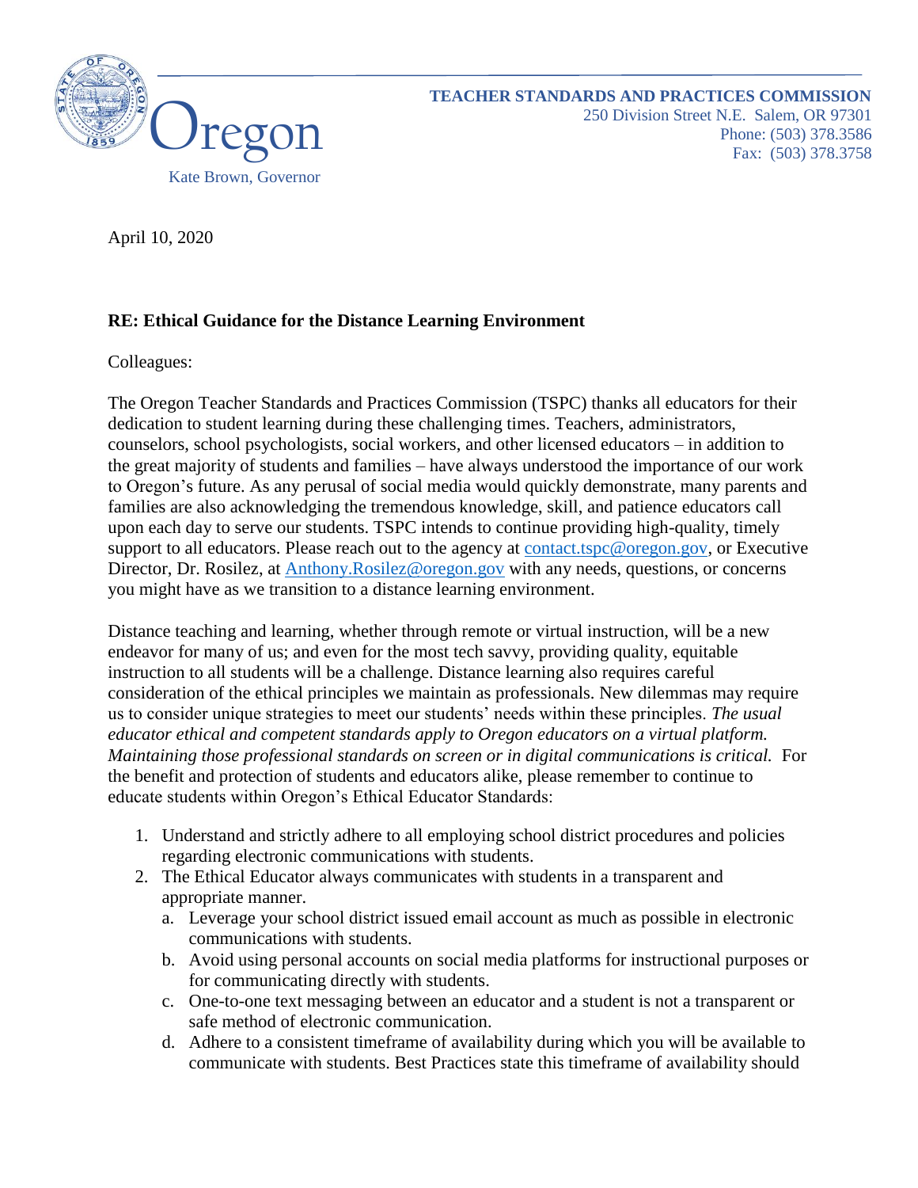Oregon

Kate Brown, Governor

**TEACHER STANDARDS AND PRACTICES COMMISSION**
250 Division Street N.E. Salem, OR 97301
Phone: (503) 378.3586
Fax: (503) 378.3758

April 10, 2020

**RE: Ethical Guidance for the Distance Learning Environment**

Colleagues:

The Oregon Teacher Standards and Practices Commission (TSPC) thanks all educators for their dedication to student learning during these challenging times. Teachers, administrators, counselors, school psychologists, social workers, and other licensed educators – in addition to the great majority of students and families – have always understood the importance of our work to Oregon's future. As any perusal of social media would quickly demonstrate, many parents and families are also acknowledging the tremendous knowledge, skill, and patience educators call upon each day to serve our students. TSPC intends to continue providing high-quality, timely support to all educators. Please reach out to the agency at contact.tspc@oregon.gov, or Executive Director, Dr. Rosilez, at Anthony.Rosilez@oregon.gov with any needs, questions, or concerns you might have as we transition to a distance learning environment.

Distance teaching and learning, whether through remote or virtual instruction, will be a new endeavor for many of us; and even for the most tech savvy, providing quality, equitable instruction to all students will be a challenge. Distance learning also requires careful consideration of the ethical principles we maintain as professionals. New dilemmas may require us to consider unique strategies to meet our students' needs within these principles. *The usual educator ethical and competent standards apply to Oregon educators on a virtual platform. Maintaining those professional standards on screen or in digital communications is critical.* For the benefit and protection of students and educators alike, please remember to continue to educate students within Oregon's Ethical Educator Standards:

1. Understand and strictly adhere to all employing school district procedures and policies regarding electronic communications with students.
2. The Ethical Educator always communicates with students in a transparent and appropriate manner.
   a. Leverage your school district issued email account as much as possible in electronic communications with students.
   b. Avoid using personal accounts on social media platforms for instructional purposes or for communicating directly with students.
   c. One-to-one text messaging between an educator and a student is not a transparent or safe method of electronic communication.
   d. Adhere to a consistent timeframe of availability during which you will be available to communicate with students. Best Practices state this timeframe of availability should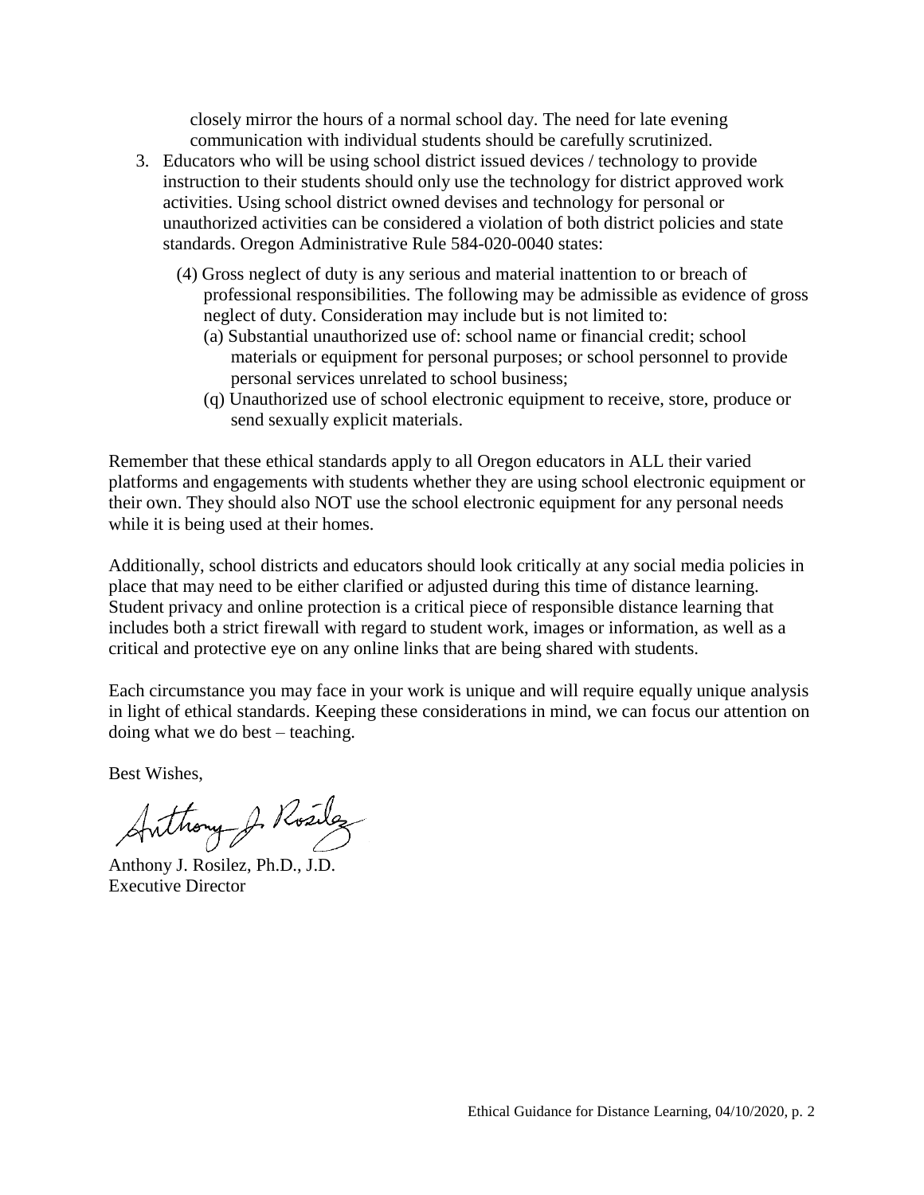closely mirror the hours of a normal school day. The need for late evening communication with individual students should be carefully scrutinized.

3. Educators who will be using school district issued devices / technology to provide instruction to their students should only use the technology for district approved work activities. Using school district owned devises and technology for personal or unauthorized activities can be considered a violation of both district policies and state standards. Oregon Administrative Rule 584-020-0040 states:

   (4) Gross neglect of duty is any serious and material inattention to or breach of professional responsibilities. The following may be admissible as evidence of gross neglect of duty. Consideration may include but is not limited to:

   (a) Substantial unauthorized use of: school name or financial credit; school materials or equipment for personal purposes; or school personnel to provide personal services unrelated to school business;

   (q) Unauthorized use of school electronic equipment to receive, store, produce or send sexually explicit materials.

Remember that these ethical standards apply to all Oregon educators in ALL their varied platforms and engagements with students whether they are using school electronic equipment or their own. They should also NOT use the school electronic equipment for any personal needs while it is being used at their homes.

Additionally, school districts and educators should look critically at any social media policies in place that may need to be either clarified or adjusted during this time of distance learning. Student privacy and online protection is a critical piece of responsible distance learning that includes both a strict firewall with regard to student work, images or information, as well as a critical and protective eye on any online links that are being shared with students.

Each circumstance you may face in your work is unique and will require equally unique analysis in light of ethical standards. Keeping these considerations in mind, we can focus our attention on doing what we do best – teaching.

Best Wishes,

Anthony J. Rosilez

Anthony J. Rosilez, Ph.D., J.D.
Executive Director